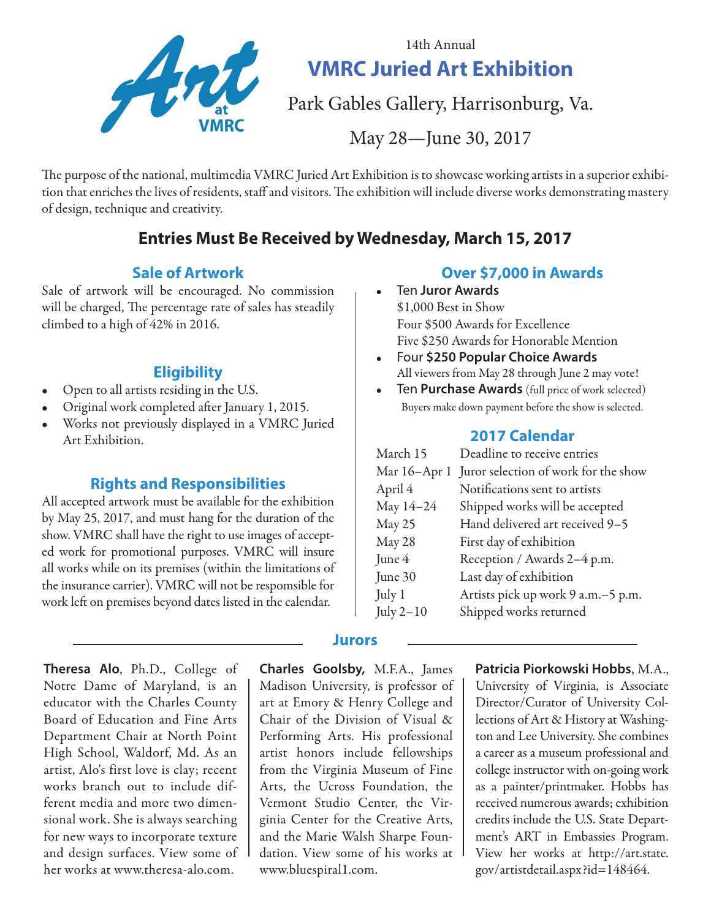Art at VMRC

14th Annual

# VMRC Juried Art Exhibition

Park Gables Gallery, Harrisonburg, Va.

May 28—June 30, 2017

The purpose of the national, multimedia VMRC Juried Art Exhibition is to showcase working artists in a superior exhibition that enriches the lives of residents, staff and visitors. The exhibition will include diverse works demonstrating mastery of design, technique and creativity.

## Entries Must Be Received by Wednesday, March 15, 2017

### Sale of Artwork

Sale of artwork will be encouraged. No commission will be charged, The percentage rate of sales has steadily climbed to a high of 42% in 2016.

### Eligibility

- Open to all artists residing in the U.S.
- Original work completed after January 1, 2015.
- Works not previously displayed in a VMRC Juried Art Exhibition.

### Rights and Responsibilities

All accepted artwork must be available for the exhibition by May 25, 2017, and must hang for the duration of the show. VMRC shall have the right to use images of accepted work for promotional purposes. VMRC will insure all works while on its premises (within the limitations of the insurance carrier). VMRC will not be respomsible for work left on premises beyond dates listed in the calendar.

### Over $7,000 in Awards

- Ten **Juror Awards**
  $1,000 Best in Show
  Four $500 Awards for Excellence
  Five $250 Awards for Honorable Mention
- Four **$250 Popular Choice Awards**
  All viewers from May 28 through June 2 may vote!
- Ten **Purchase Awards** (full price of work selected)
  Buyers make down payment before the show is selected.

### 2017 Calendar

| Date | Event |
|---|---|
| March 15 | Deadline to receive entries |
| Mar 16–Apr 1 | Juror selection of work for the show |
| April 4 | Notifications sent to artists |
| May 14–24 | Shipped works will be accepted |
| May 25 | Hand delivered art received 9–5 |
| May 28 | First day of exhibition |
| June 4 | Reception / Awards 2–4 p.m. |
| June 30 | Last day of exhibition |
| July 1 | Artists pick up work 9 a.m.–5 p.m. |
| July 2–10 | Shipped works returned |

### Jurors

**Theresa Alo**, Ph.D., College of Notre Dame of Maryland, is an educator with the Charles County Board of Education and Fine Arts Department Chair at North Point High School, Waldorf, Md. As an artist, Alo's first love is clay; recent works branch out to include different media and more two dimensional work. She is always searching for new ways to incorporate texture and design surfaces. View some of her works at www.theresa-alo.com.

**Charles Goolsby,** M.F.A., James Madison University, is professor of art at Emory & Henry College and Chair of the Division of Visual & Performing Arts. His professional artist honors include fellowships from the Virginia Museum of Fine Arts, the Ucross Foundation, the Vermont Studio Center, the Virginia Center for the Creative Arts, and the Marie Walsh Sharpe Foundation. View some of his works at www.bluespiral1.com.

**Patricia Piorkowski Hobbs**, M.A., University of Virginia, is Associate Director/Curator of University Collections of Art & History at Washington and Lee University. She combines a career as a museum professional and college instructor with on-going work as a painter/printmaker. Hobbs has received numerous awards; exhibition credits include the U.S. State Department's ART in Embassies Program. View her works at http://art.state.gov/artistdetail.aspx?id=148464.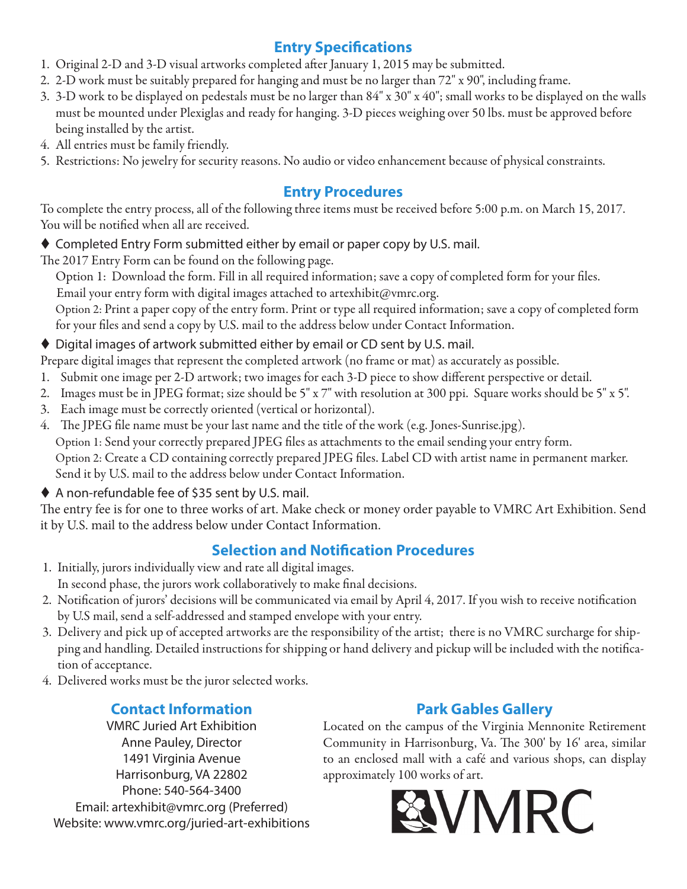## Entry Specifications

1. Original 2-D and 3-D visual artworks completed after January 1, 2015 may be submitted.
2. 2-D work must be suitably prepared for hanging and must be no larger than 72" x 90", including frame.
3. 3-D work to be displayed on pedestals must be no larger than 84" x 30" x 40"; small works to be displayed on the walls must be mounted under Plexiglas and ready for hanging. 3-D pieces weighing over 50 lbs. must be approved before being installed by the artist.
4. All entries must be family friendly.
5. Restrictions: No jewelry for security reasons. No audio or video enhancement because of physical constraints.

## Entry Procedures

To complete the entry process, all of the following three items must be received before 5:00 p.m. on March 15, 2017. You will be notified when all are received.

♦ Completed Entry Form submitted either by email or paper copy by U.S. mail.

The 2017 Entry Form can be found on the following page.

Option 1: Download the form. Fill in all required information; save a copy of completed form for your files. Email your entry form with digital images attached to artexhibit@vmrc.org.

Option 2: Print a paper copy of the entry form. Print or type all required information; save a copy of completed form for your files and send a copy by U.S. mail to the address below under Contact Information.

♦ Digital images of artwork submitted either by email or CD sent by U.S. mail.

Prepare digital images that represent the completed artwork (no frame or mat) as accurately as possible.

1. Submit one image per 2-D artwork; two images for each 3-D piece to show different perspective or detail.
2. Images must be in JPEG format; size should be 5" x 7" with resolution at 300 ppi. Square works should be 5" x 5".
3. Each image must be correctly oriented (vertical or horizontal).
4. The JPEG file name must be your last name and the title of the work (e.g. Jones-Sunrise.jpg).

Option 1: Send your correctly prepared JPEG files as attachments to the email sending your entry form.

Option 2: Create a CD containing correctly prepared JPEG files. Label CD with artist name in permanent marker. Send it by U.S. mail to the address below under Contact Information.

♦ A non-refundable fee of $35 sent by U.S. mail.

The entry fee is for one to three works of art. Make check or money order payable to VMRC Art Exhibition. Send it by U.S. mail to the address below under Contact Information.

## Selection and Notification Procedures

1. Initially, jurors individually view and rate all digital images.
   In second phase, the jurors work collaboratively to make final decisions.
2. Notification of jurors' decisions will be communicated via email by April 4, 2017. If you wish to receive notification by U.S mail, send a self-addressed and stamped envelope with your entry.
3. Delivery and pick up of accepted artworks are the responsibility of the artist; there is no VMRC surcharge for shipping and handling. Detailed instructions for shipping or hand delivery and pickup will be included with the notification of acceptance.
4. Delivered works must be the juror selected works.

## Contact Information

VMRC Juried Art Exhibition
Anne Pauley, Director
1491 Virginia Avenue
Harrisonburg, VA 22802
Phone: 540-564-3400
Email: artexhibit@vmrc.org (Preferred)
Website: www.vmrc.org/juried-art-exhibitions

## Park Gables Gallery

Located on the campus of the Virginia Mennonite Retirement Community in Harrisonburg, Va. The 300' by 16' area, similar to an enclosed mall with a café and various shops, can display approximately 100 works of art.

VMRC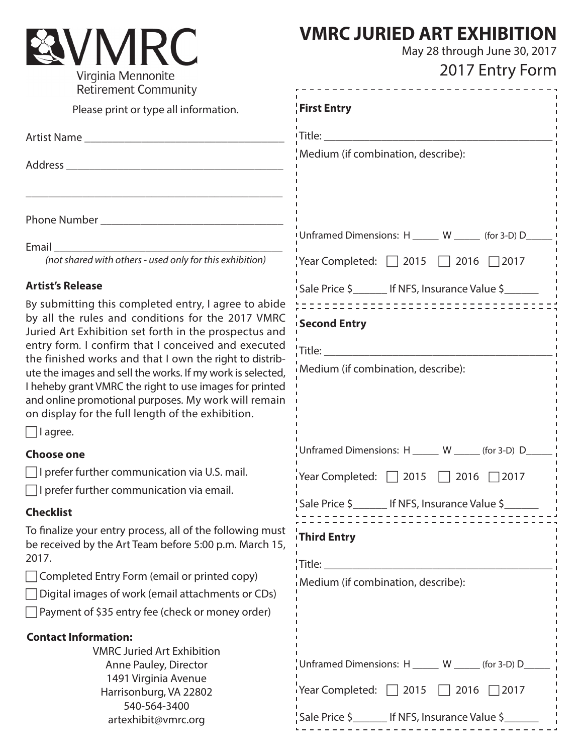**VMRC**

Virginia Mennonite Retirement Community

# VMRC JURIED ART EXHIBITION

May 28 through June 30, 2017

## 2017 Entry Form

Please print or type all information.

Artist Name ___________________________________

Address ______________________________________

_____________________________________________

Phone Number _________________________________

Email ________________________________________

*(not shared with others - used only for this exhibition)*

### Artist's Release

By submitting this completed entry, I agree to abide by all the rules and conditions for the 2017 VMRC Juried Art Exhibition set forth in the prospectus and entry form. I confirm that I conceived and executed the finished works and that I own the right to distribute the images and sell the works. If my work is selected, I heheby grant VMRC the right to use images for printed and online promotional purposes. My work will remain on display for the full length of the exhibition.

☐ I agree.

### Choose one

☐ I prefer further communication via U.S. mail.

☐ I prefer further communication via email.

### Checklist

To finalize your entry process, all of the following must be received by the Art Team before 5:00 p.m. March 15, 2017.

☐ Completed Entry Form (email or printed copy)

☐ Digital images of work (email attachments or CDs)

☐ Payment of $35 entry fee (check or money order)

### Contact Information:

VMRC Juried Art Exhibition
Anne Pauley, Director
1491 Virginia Avenue
Harrisonburg, VA 22802
540-564-3400
artexhibit@vmrc.org

### First Entry

Title: ________________________________________

Medium (if combination, describe):

Unframed Dimensions: H _____ W _____ (for 3-D) D_____

Year Completed: ☐ 2015 ☐ 2016 ☐ 2017

Sale Price $______ If NFS, Insurance Value $______

### Second Entry

Title: ________________________________________

Medium (if combination, describe):

Unframed Dimensions: H _____ W _____ (for 3-D) D_____

Year Completed: ☐ 2015 ☐ 2016 ☐ 2017

Sale Price $______ If NFS, Insurance Value $______

### Third Entry

Title: ________________________________________

Medium (if combination, describe):

Unframed Dimensions: H _____ W _____ (for 3-D) D_____

Year Completed: ☐ 2015 ☐ 2016 ☐ 2017

Sale Price $______ If NFS, Insurance Value $______